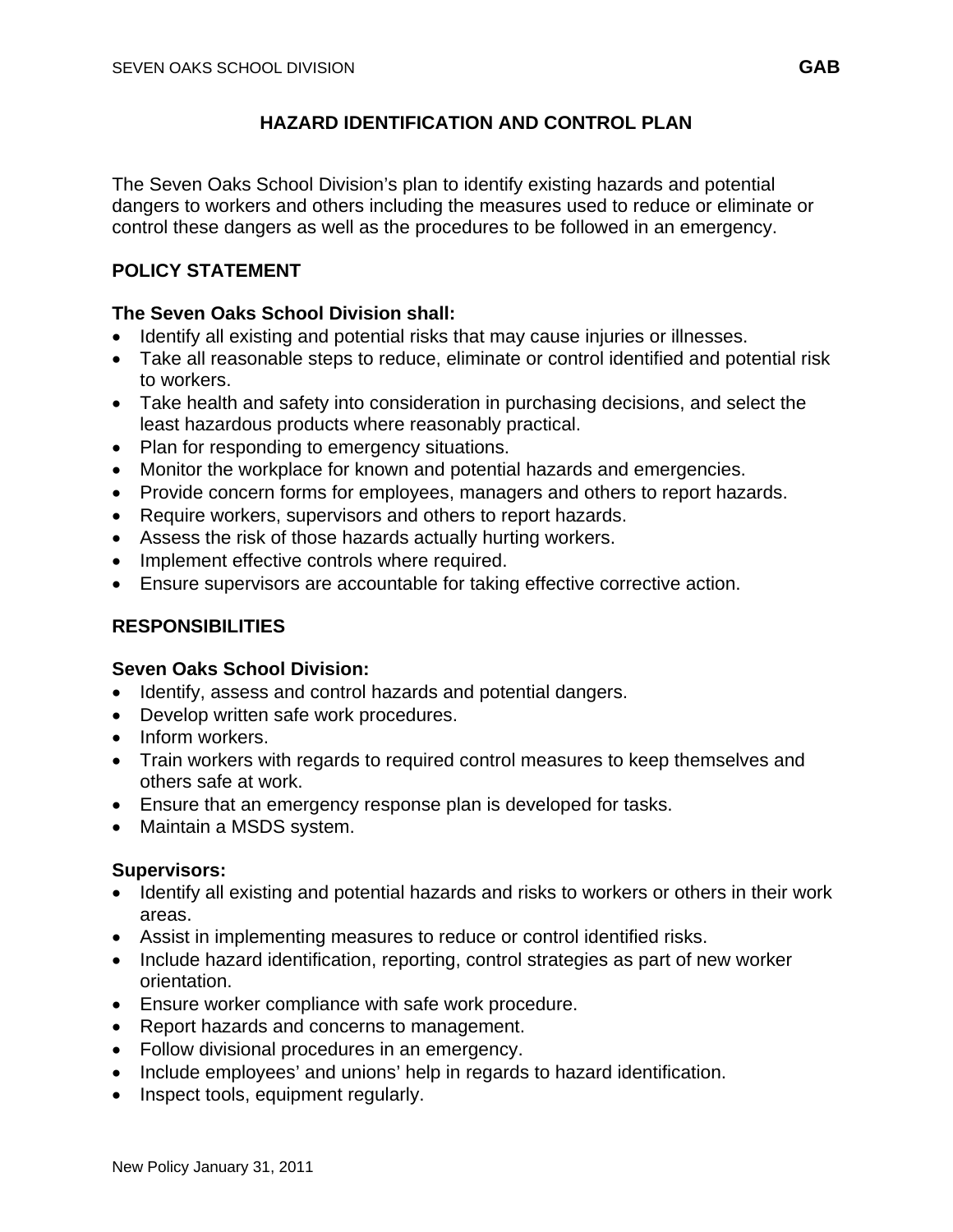# HAZARD IDENTIFICATION AND CONTROL PLAN

The Seven Oaks School Division's plan to identify existing hazards and potential dangers to workers and others including the measures used to reduce or eliminate or control these dangers as well as the procedures to be followed in an emergency.

## POLICY STATEMENT

**The Seven Oaks School Division shall:**

- Identify all existing and potential risks that may cause injuries or illnesses.
- Take all reasonable steps to reduce, eliminate or control identified and potential risk to workers.
- Take health and safety into consideration in purchasing decisions, and select the least hazardous products where reasonably practical.
- Plan for responding to emergency situations.
- Monitor the workplace for known and potential hazards and emergencies.
- Provide concern forms for employees, managers and others to report hazards.
- Require workers, supervisors and others to report hazards.
- Assess the risk of those hazards actually hurting workers.
- Implement effective controls where required.
- Ensure supervisors are accountable for taking effective corrective action.

## RESPONSIBILITIES

**Seven Oaks School Division:**

- Identify, assess and control hazards and potential dangers.
- Develop written safe work procedures.
- Inform workers.
- Train workers with regards to required control measures to keep themselves and others safe at work.
- Ensure that an emergency response plan is developed for tasks.
- Maintain a MSDS system.

**Supervisors:**

- Identify all existing and potential hazards and risks to workers or others in their work areas.
- Assist in implementing measures to reduce or control identified risks.
- Include hazard identification, reporting, control strategies as part of new worker orientation.
- Ensure worker compliance with safe work procedure.
- Report hazards and concerns to management.
- Follow divisional procedures in an emergency.
- Include employees' and unions' help in regards to hazard identification.
- Inspect tools, equipment regularly.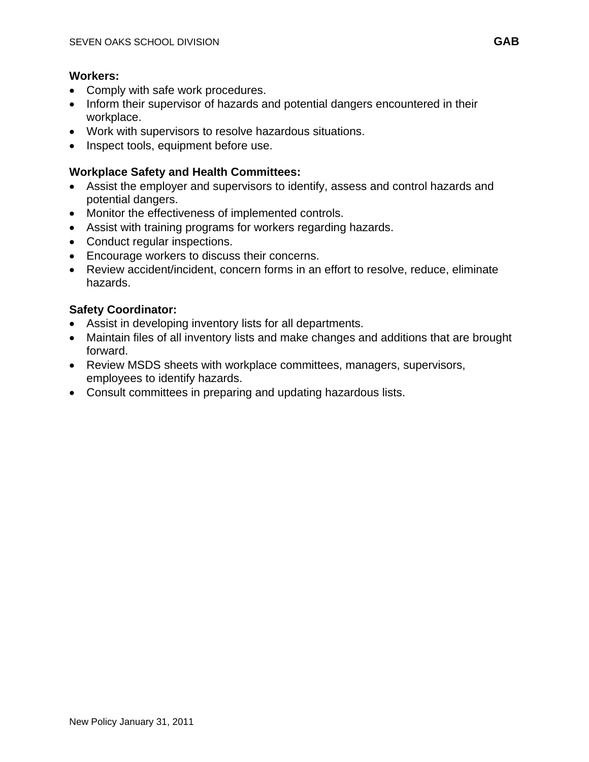**Workers:**

- Comply with safe work procedures.
- Inform their supervisor of hazards and potential dangers encountered in their workplace.
- Work with supervisors to resolve hazardous situations.
- Inspect tools, equipment before use.

**Workplace Safety and Health Committees:**

- Assist the employer and supervisors to identify, assess and control hazards and potential dangers.
- Monitor the effectiveness of implemented controls.
- Assist with training programs for workers regarding hazards.
- Conduct regular inspections.
- Encourage workers to discuss their concerns.
- Review accident/incident, concern forms in an effort to resolve, reduce, eliminate hazards.

**Safety Coordinator:**

- Assist in developing inventory lists for all departments.
- Maintain files of all inventory lists and make changes and additions that are brought forward.
- Review MSDS sheets with workplace committees, managers, supervisors, employees to identify hazards.
- Consult committees in preparing and updating hazardous lists.

New Policy January 31, 2011